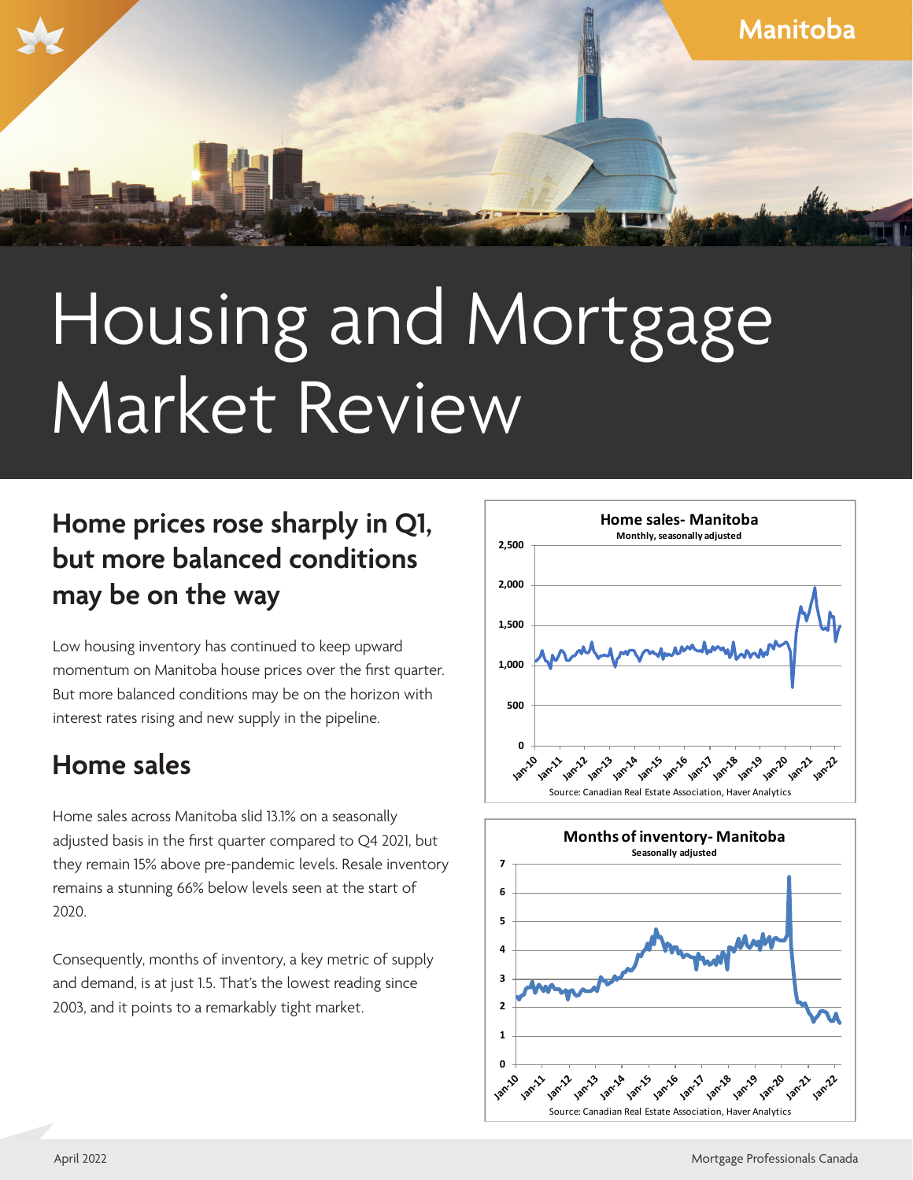Manitoba

# Housing and Mortgage Market Review

## Home prices rose sharply in Q1, but more balanced conditions may be on the way

Low housing inventory has continued to keep upward momentum on Manitoba house prices over the first quarter. But more balanced conditions may be on the horizon with interest rates rising and new supply in the pipeline.

## Home sales

Home sales across Manitoba slid 13.1% on a seasonally adjusted basis in the first quarter compared to Q4 2021, but they remain 15% above pre-pandemic levels. Resale inventory remains a stunning 66% below levels seen at the start of 2020.

Consequently, months of inventory, a key metric of supply and demand, is at just 1.5. That's the lowest reading since 2003, and it points to a remarkably tight market.

**Home sales- Manitoba**
Monthly, seasonally adjusted

Source: Canadian Real Estate Association, Haver Analytics

**Months of inventory- Manitoba**
Seasonally adjusted

Source: Canadian Real Estate Association, Haver Analytics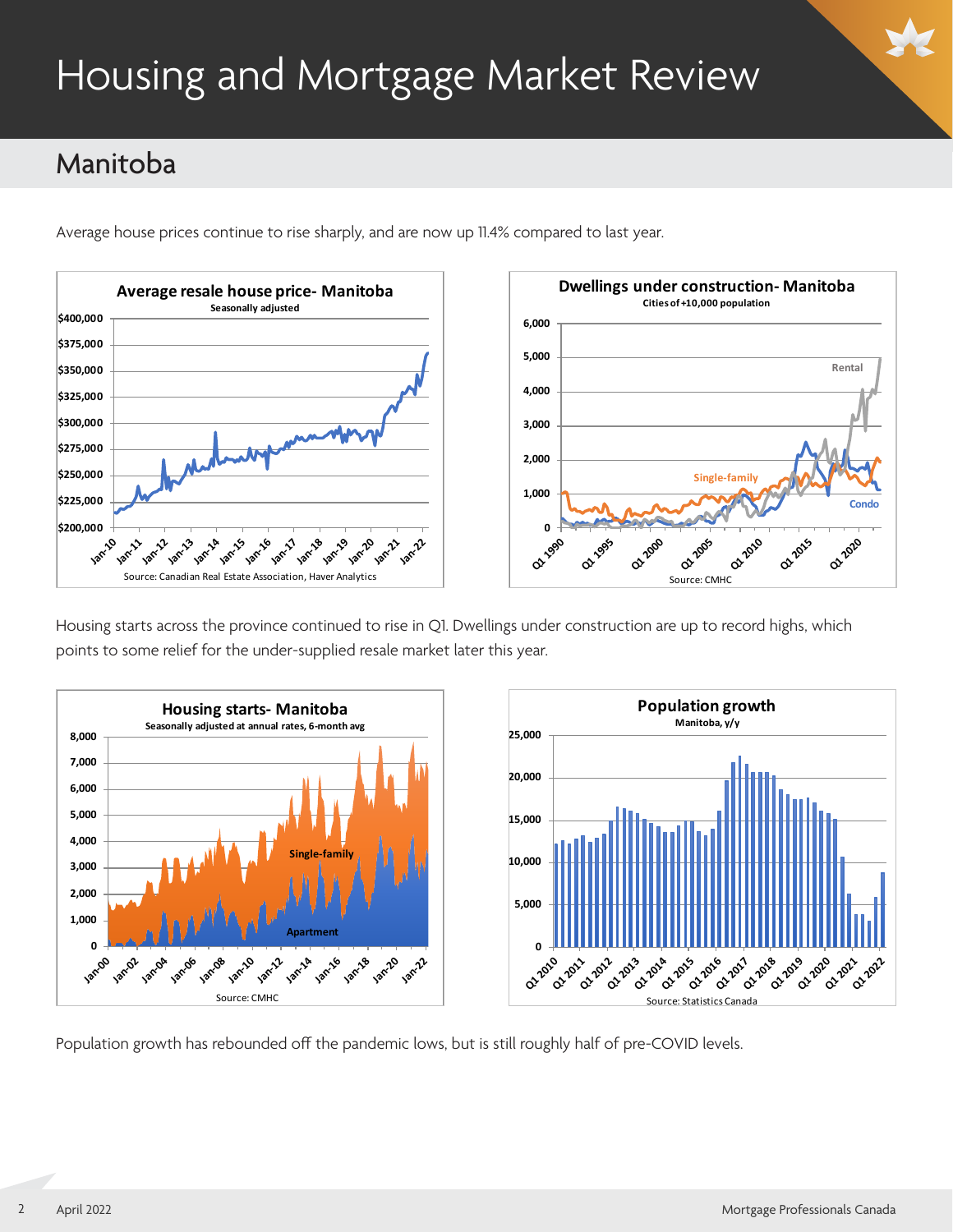# Housing and Mortgage Market Review

## Manitoba

Average house prices continue to rise sharply, and are now up 11.4% compared to last year.

**Average resale house price- Manitoba**
Seasonally adjusted
Source: Canadian Real Estate Association, Haver Analytics

**Dwellings under construction- Manitoba**
Cities of +10,000 population
Source: CMHC

Housing starts across the province continued to rise in Q1. Dwellings under construction are up to record highs, which points to some relief for the under-supplied resale market later this year.

**Housing starts- Manitoba**
Seasonally adjusted at annual rates, 6-month avg
Source: CMHC

**Population growth**
Manitoba, y/y
Source: Statistics Canada

Population growth has rebounded off the pandemic lows, but is still roughly half of pre-COVID levels.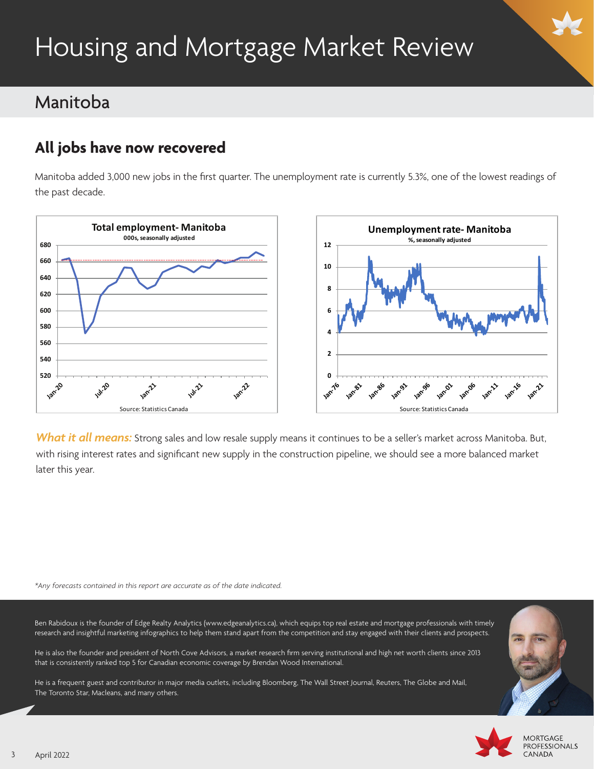# Housing and Mortgage Market Review

## Manitoba

## All jobs have now recovered

Manitoba added 3,000 new jobs in the first quarter. The unemployment rate is currently 5.3%, one of the lowest readings of the past decade.

**Total employment- Manitoba**
000s, seasonally adjusted

680
660
640
620
600
580
560
540
520

Jan-20
Jul-20
Jan-21
Jul-21
Jan-22

Source: Statistics Canada

**Unemployment rate- Manitoba**
%, seasonally adjusted

12
10
8
6
4
2
0

Jan-76
Jan-81
Jan-86
Jan-91
Jan-96
Jan-01
Jan-06
Jan-11
Jan-16
Jan-21

Source: Statistics Canada

***What it all means:*** Strong sales and low resale supply means it continues to be a seller's market across Manitoba. But, with rising interest rates and significant new supply in the construction pipeline, we should see a more balanced market later this year.

*\*Any forecasts contained in this report are accurate as of the date indicated.*

Ben Rabidoux is the founder of Edge Realty Analytics (www.edgeanalytics.ca), which equips top real estate and mortgage professionals with timely research and insightful marketing infographics to help them stand apart from the competition and stay engaged with their clients and prospects.

He is also the founder and president of North Cove Advisors, a market research firm serving institutional and high net worth clients since 2013 that is consistently ranked top 5 for Canadian economic coverage by Brendan Wood International.

He is a frequent guest and contributor in major media outlets, including Bloomberg, The Wall Street Journal, Reuters, The Globe and Mail, The Toronto Star, Macleans, and many others.

MORTGAGE PROFESSIONALS CANADA

April 2022